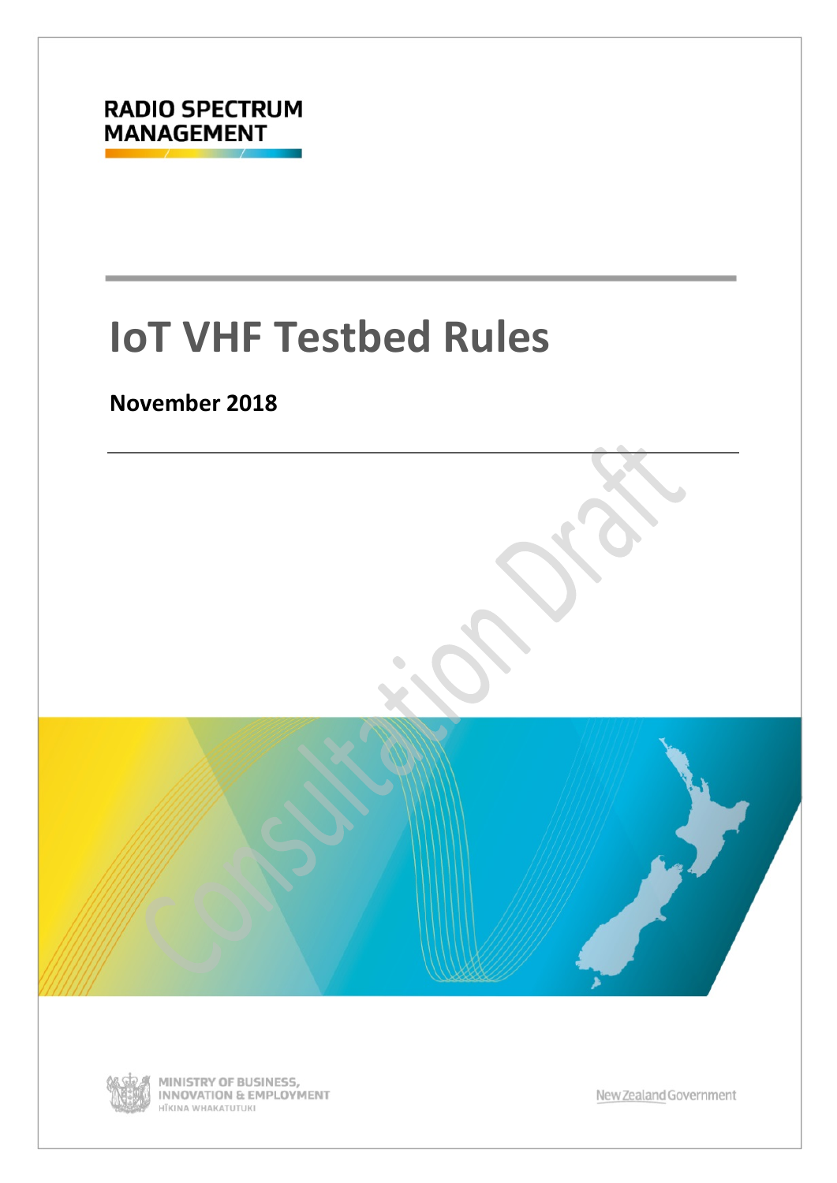RADIO SPECTRUM MANAGEMENT

# IoT VHF Testbed Rules

**November 2018**

Consultation Draft

MINISTRY OF BUSINESS, INNOVATION & EMPLOYMENT
HĪKINA WHAKATUTUKI

New Zealand Government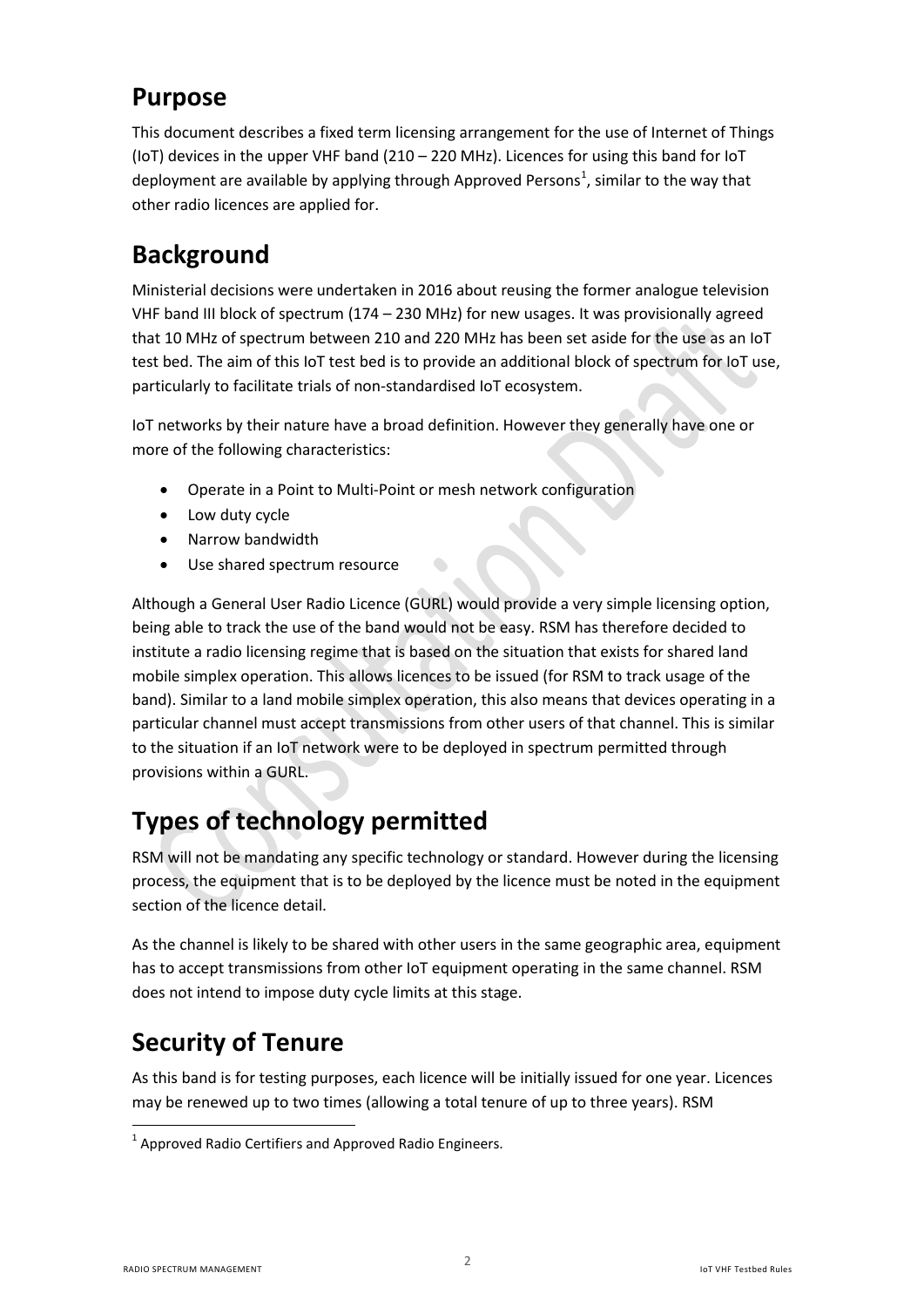## Purpose

This document describes a fixed term licensing arrangement for the use of Internet of Things (IoT) devices in the upper VHF band (210 – 220 MHz). Licences for using this band for IoT deployment are available by applying through Approved Persons[1], similar to the way that other radio licences are applied for.

## Background

Ministerial decisions were undertaken in 2016 about reusing the former analogue television VHF band III block of spectrum (174 – 230 MHz) for new usages. It was provisionally agreed that 10 MHz of spectrum between 210 and 220 MHz has been set aside for the use as an IoT test bed. The aim of this IoT test bed is to provide an additional block of spectrum for IoT use, particularly to facilitate trials of non-standardised IoT ecosystem.

IoT networks by their nature have a broad definition. However they generally have one or more of the following characteristics:

- Operate in a Point to Multi-Point or mesh network configuration
- Low duty cycle
- Narrow bandwidth
- Use shared spectrum resource

Although a General User Radio Licence (GURL) would provide a very simple licensing option, being able to track the use of the band would not be easy. RSM has therefore decided to institute a radio licensing regime that is based on the situation that exists for shared land mobile simplex operation. This allows licences to be issued (for RSM to track usage of the band). Similar to a land mobile simplex operation, this also means that devices operating in a particular channel must accept transmissions from other users of that channel. This is similar to the situation if an IoT network were to be deployed in spectrum permitted through provisions within a GURL.

## Types of technology permitted

RSM will not be mandating any specific technology or standard. However during the licensing process, the equipment that is to be deployed by the licence must be noted in the equipment section of the licence detail.

As the channel is likely to be shared with other users in the same geographic area, equipment has to accept transmissions from other IoT equipment operating in the same channel. RSM does not intend to impose duty cycle limits at this stage.

## Security of Tenure

As this band is for testing purposes, each licence will be initially issued for one year. Licences may be renewed up to two times (allowing a total tenure of up to three years). RSM

[1] Approved Radio Certifiers and Approved Radio Engineers.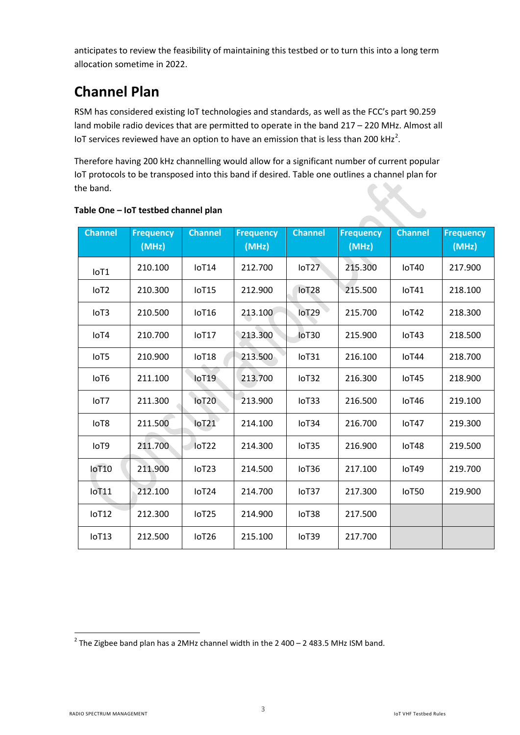anticipates to review the feasibility of maintaining this testbed or to turn this into a long term allocation sometime in 2022.

# Channel Plan

RSM has considered existing IoT technologies and standards, as well as the FCC's part 90.259 land mobile radio devices that are permitted to operate in the band 217 – 220 MHz. Almost all IoT services reviewed have an option to have an emission that is less than 200 kHz[2].

Therefore having 200 kHz channelling would allow for a significant number of current popular IoT protocols to be transposed into this band if desired. Table one outlines a channel plan for the band.

**Table One – IoT testbed channel plan**

| Channel | Frequency (MHz) | Channel | Frequency (MHz) | Channel | Frequency (MHz) | Channel | Frequency (MHz) |
|---|---|---|---|---|---|---|---|
| IoT1 | 210.100 | IoT14 | 212.700 | IoT27 | 215.300 | IoT40 | 217.900 |
| IoT2 | 210.300 | IoT15 | 212.900 | IoT28 | 215.500 | IoT41 | 218.100 |
| IoT3 | 210.500 | IoT16 | 213.100 | IoT29 | 215.700 | IoT42 | 218.300 |
| IoT4 | 210.700 | IoT17 | 213.300 | IoT30 | 215.900 | IoT43 | 218.500 |
| IoT5 | 210.900 | IoT18 | 213.500 | IoT31 | 216.100 | IoT44 | 218.700 |
| IoT6 | 211.100 | IoT19 | 213.700 | IoT32 | 216.300 | IoT45 | 218.900 |
| IoT7 | 211.300 | IoT20 | 213.900 | IoT33 | 216.500 | IoT46 | 219.100 |
| IoT8 | 211.500 | IoT21 | 214.100 | IoT34 | 216.700 | IoT47 | 219.300 |
| IoT9 | 211.700 | IoT22 | 214.300 | IoT35 | 216.900 | IoT48 | 219.500 |
| IoT10 | 211.900 | IoT23 | 214.500 | IoT36 | 217.100 | IoT49 | 219.700 |
| IoT11 | 212.100 | IoT24 | 214.700 | IoT37 | 217.300 | IoT50 | 219.900 |
| IoT12 | 212.300 | IoT25 | 214.900 | IoT38 | 217.500 | | |
| IoT13 | 212.500 | IoT26 | 215.100 | IoT39 | 217.700 | | |

[2] The Zigbee band plan has a 2MHz channel width in the 2 400 – 2 483.5 MHz ISM band.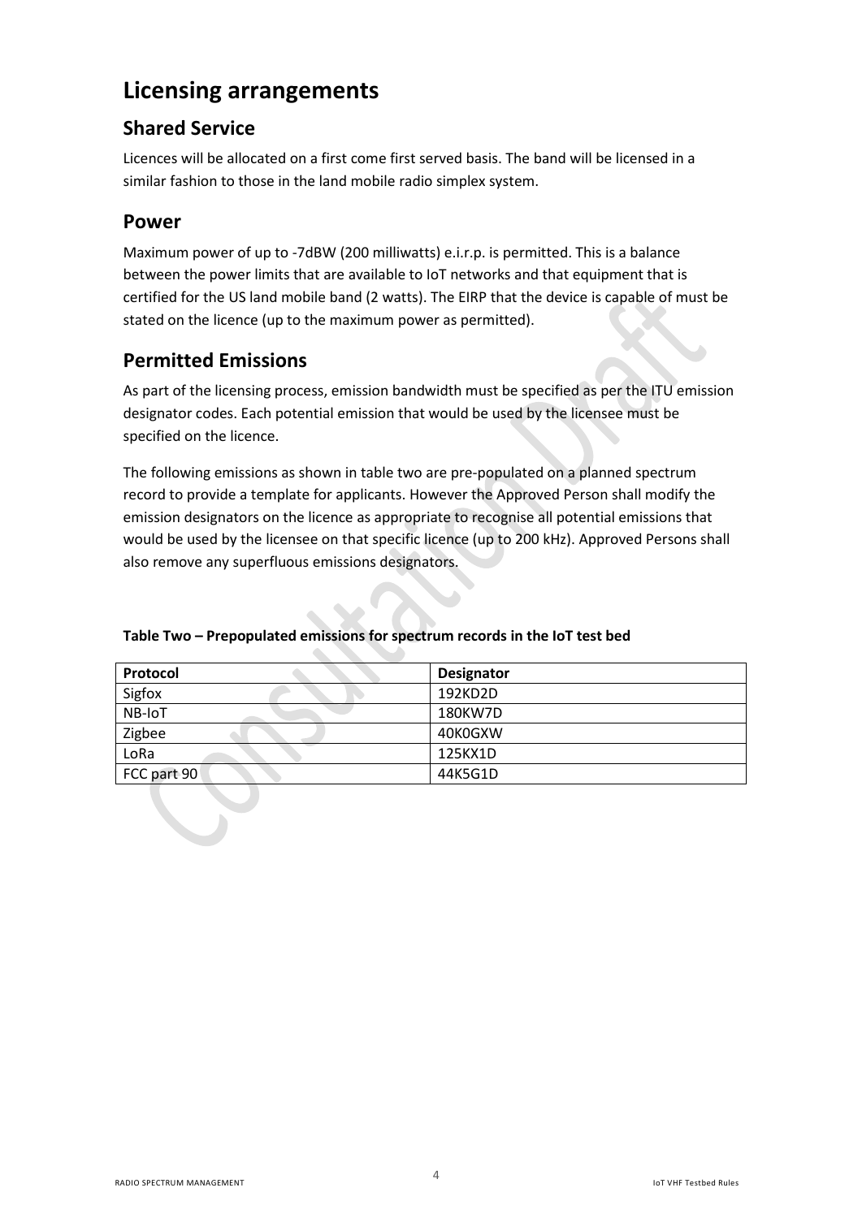# Licensing arrangements

## Shared Service

Licences will be allocated on a first come first served basis. The band will be licensed in a similar fashion to those in the land mobile radio simplex system.

## Power

Maximum power of up to -7dBW (200 milliwatts) e.i.r.p. is permitted. This is a balance between the power limits that are available to IoT networks and that equipment that is certified for the US land mobile band (2 watts). The EIRP that the device is capable of must be stated on the licence (up to the maximum power as permitted).

## Permitted Emissions

As part of the licensing process, emission bandwidth must be specified as per the ITU emission designator codes. Each potential emission that would be used by the licensee must be specified on the licence.

The following emissions as shown in table two are pre-populated on a planned spectrum record to provide a template for applicants. However the Approved Person shall modify the emission designators on the licence as appropriate to recognise all potential emissions that would be used by the licensee on that specific licence (up to 200 kHz). Approved Persons shall also remove any superfluous emissions designators.

**Table Two – Prepopulated emissions for spectrum records in the IoT test bed**

| Protocol | Designator |
|---|---|
| Sigfox | 192KD2D |
| NB-IoT | 180KW7D |
| Zigbee | 40K0GXW |
| LoRa | 125KX1D |
| FCC part 90 | 44K5G1D |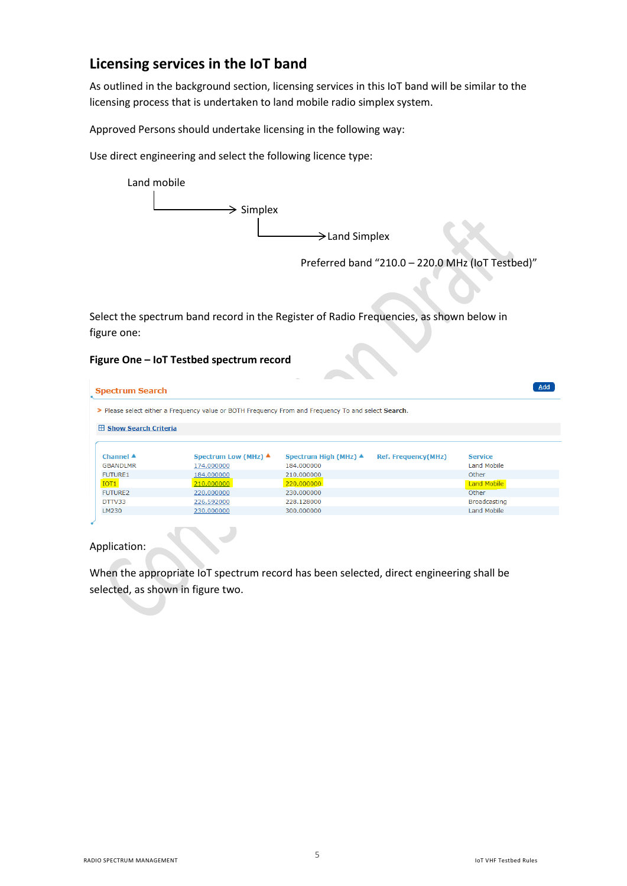## Licensing services in the IoT band

As outlined in the background section, licensing services in this IoT band will be similar to the licensing process that is undertaken to land mobile radio simplex system.

Approved Persons should undertake licensing in the following way:

Use direct engineering and select the following licence type:

Land mobile
→ Simplex
→ Land Simplex

Preferred band "210.0 – 220.0 MHz (IoT Testbed)"

Select the spectrum band record in the Register of Radio Frequencies, as shown below in figure one:

**Figure One – IoT Testbed spectrum record**

Spectrum Search

Add

> Please select either a Frequency value or BOTH Frequency From and Frequency To and select **Search**.

Show Search Criteria

| Channel | Spectrum Low (MHz) | Spectrum High (MHz) | Ref. Frequency(MHz) | Service |
|---|---|---|---|---|
| GBANDLMR | 174.000000 | 184.000000 | | Land Mobile |
| FUTURE1 | 184.000000 | 210.000000 | | Other |
| IOT1 | 210.000000 | 220.000000 | | Land Mobile |
| FUTURE2 | 220.000000 | 230.000000 | | Other |
| DTTV33 | 226.592000 | 228.128000 | | Broadcasting |
| LM230 | 230.000000 | 300.000000 | | Land Mobile |

Application:

When the appropriate IoT spectrum record has been selected, direct engineering shall be selected, as shown in figure two.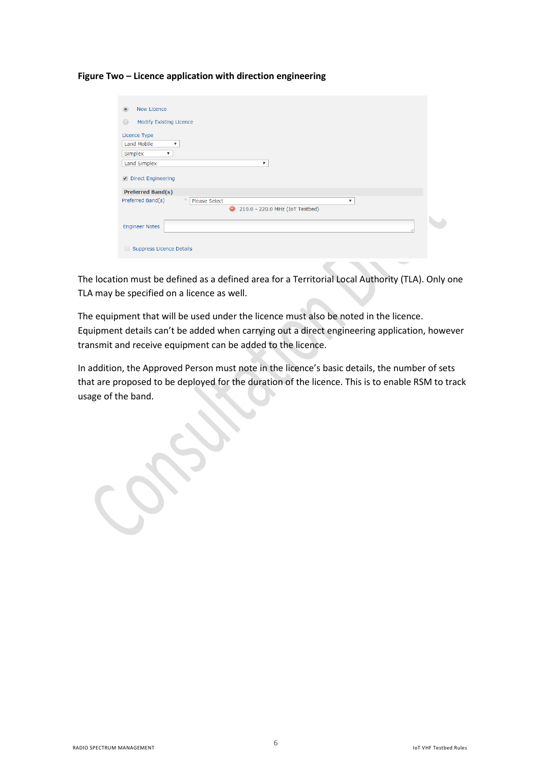**Figure Two – Licence application with direction engineering**

New Licence

Modify Existing Licence

Licence Type

Land Mobile

Simplex

Land Simplex

Direct Engineering

Preferred Band(s)

Preferred Band(s) * Please Select

210.0 - 220.0 MHz (IoT Testbed)

Engineer Notes

Suppress Licence Details

The location must be defined as a defined area for a Territorial Local Authority (TLA). Only one TLA may be specified on a licence as well.

The equipment that will be used under the licence must also be noted in the licence. Equipment details can't be added when carrying out a direct engineering application, however transmit and receive equipment can be added to the licence.

In addition, the Approved Person must note in the licence's basic details, the number of sets that are proposed to be deployed for the duration of the licence. This is to enable RSM to track usage of the band.